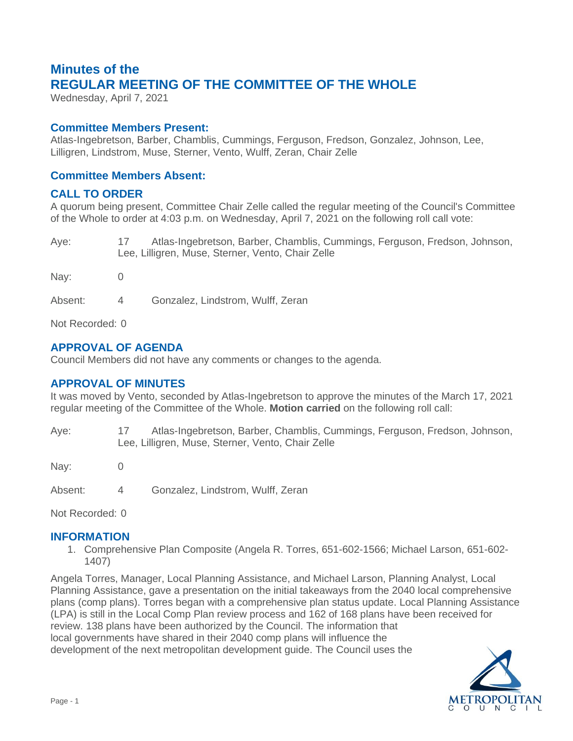# Minutes of the
# REGULAR MEETING OF THE COMMITTEE OF THE WHOLE

Wednesday, April 7, 2021

## Committee Members Present:

Atlas-Ingebretson, Barber, Chamblis, Cummings, Ferguson, Fredson, Gonzalez, Johnson, Lee, Lilligren, Lindstrom, Muse, Sterner, Vento, Wulff, Zeran, Chair Zelle

## Committee Members Absent:

## CALL TO ORDER

A quorum being present, Committee Chair Zelle called the regular meeting of the Council's Committee of the Whole to order at 4:03 p.m. on Wednesday, April 7, 2021 on the following roll call vote:

Aye: 17 Atlas-Ingebretson, Barber, Chamblis, Cummings, Ferguson, Fredson, Johnson, Lee, Lilligren, Muse, Sterner, Vento, Chair Zelle

Nay: 0

Absent: 4 Gonzalez, Lindstrom, Wulff, Zeran

Not Recorded: 0

## APPROVAL OF AGENDA

Council Members did not have any comments or changes to the agenda.

## APPROVAL OF MINUTES

It was moved by Vento, seconded by Atlas-Ingebretson to approve the minutes of the March 17, 2021 regular meeting of the Committee of the Whole. **Motion carried** on the following roll call:

Aye: 17 Atlas-Ingebretson, Barber, Chamblis, Cummings, Ferguson, Fredson, Johnson, Lee, Lilligren, Muse, Sterner, Vento, Chair Zelle

Nay: 0

Absent: 4 Gonzalez, Lindstrom, Wulff, Zeran

Not Recorded: 0

## INFORMATION

1. Comprehensive Plan Composite (Angela R. Torres, 651-602-1566; Michael Larson, 651-602-1407)

Angela Torres, Manager, Local Planning Assistance, and Michael Larson, Planning Analyst, Local Planning Assistance, gave a presentation on the initial takeaways from the 2040 local comprehensive plans (comp plans). Torres began with a comprehensive plan status update. Local Planning Assistance (LPA) is still in the Local Comp Plan review process and 162 of 168 plans have been received for review. 138 plans have been authorized by the Council. The information that local governments have shared in their 2040 comp plans will influence the development of the next metropolitan development guide. The Council uses the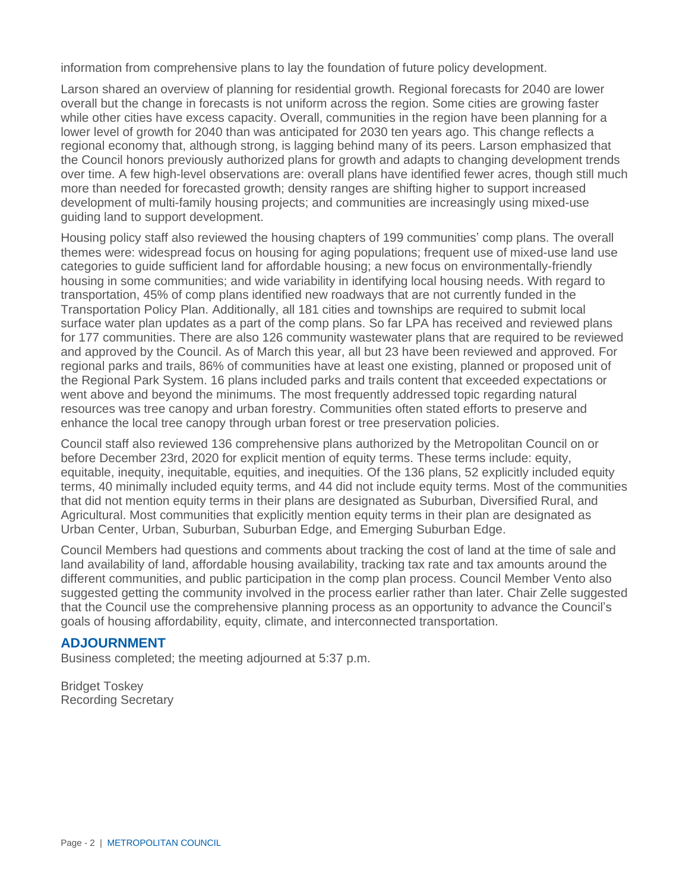information from comprehensive plans to lay the foundation of future policy development.

Larson shared an overview of planning for residential growth. Regional forecasts for 2040 are lower overall but the change in forecasts is not uniform across the region. Some cities are growing faster while other cities have excess capacity. Overall, communities in the region have been planning for a lower level of growth for 2040 than was anticipated for 2030 ten years ago. This change reflects a regional economy that, although strong, is lagging behind many of its peers. Larson emphasized that the Council honors previously authorized plans for growth and adapts to changing development trends over time. A few high-level observations are: overall plans have identified fewer acres, though still much more than needed for forecasted growth; density ranges are shifting higher to support increased development of multi-family housing projects; and communities are increasingly using mixed-use guiding land to support development.

Housing policy staff also reviewed the housing chapters of 199 communities' comp plans. The overall themes were: widespread focus on housing for aging populations; frequent use of mixed-use land use categories to guide sufficient land for affordable housing; a new focus on environmentally-friendly housing in some communities; and wide variability in identifying local housing needs. With regard to transportation, 45% of comp plans identified new roadways that are not currently funded in the Transportation Policy Plan. Additionally, all 181 cities and townships are required to submit local surface water plan updates as a part of the comp plans. So far LPA has received and reviewed plans for 177 communities. There are also 126 community wastewater plans that are required to be reviewed and approved by the Council. As of March this year, all but 23 have been reviewed and approved. For regional parks and trails, 86% of communities have at least one existing, planned or proposed unit of the Regional Park System. 16 plans included parks and trails content that exceeded expectations or went above and beyond the minimums. The most frequently addressed topic regarding natural resources was tree canopy and urban forestry. Communities often stated efforts to preserve and enhance the local tree canopy through urban forest or tree preservation policies.

Council staff also reviewed 136 comprehensive plans authorized by the Metropolitan Council on or before December 23rd, 2020 for explicit mention of equity terms. These terms include: equity, equitable, inequity, inequitable, equities, and inequities. Of the 136 plans, 52 explicitly included equity terms, 40 minimally included equity terms, and 44 did not include equity terms. Most of the communities that did not mention equity terms in their plans are designated as Suburban, Diversified Rural, and Agricultural. Most communities that explicitly mention equity terms in their plan are designated as Urban Center, Urban, Suburban, Suburban Edge, and Emerging Suburban Edge.

Council Members had questions and comments about tracking the cost of land at the time of sale and land availability of land, affordable housing availability, tracking tax rate and tax amounts around the different communities, and public participation in the comp plan process. Council Member Vento also suggested getting the community involved in the process earlier rather than later. Chair Zelle suggested that the Council use the comprehensive planning process as an opportunity to advance the Council's goals of housing affordability, equity, climate, and interconnected transportation.

## ADJOURNMENT

Business completed; the meeting adjourned at 5:37 p.m.

Bridget Toskey
Recording Secretary